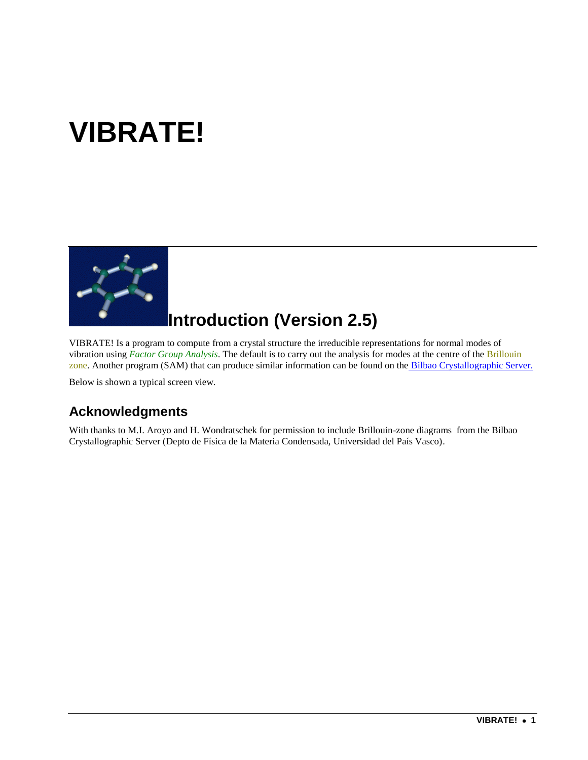# VIBRATE!

## Introduction (Version 2.5)

VIBRATE! Is a program to compute from a crystal structure the irreducible representations for normal modes of vibration using *Factor Group Analysis*. The default is to carry out the analysis for modes at the centre of the Brillouin zone. Another program (SAM) that can produce similar information can be found on the Bilbao Crystallographic Server.

Below is shown a typical screen view.

### Acknowledgments

With thanks to M.I. Aroyo and H. Wondratschek for permission to include Brillouin-zone diagrams from the Bilbao Crystallographic Server (Depto de Física de la Materia Condensada, Universidad del País Vasco).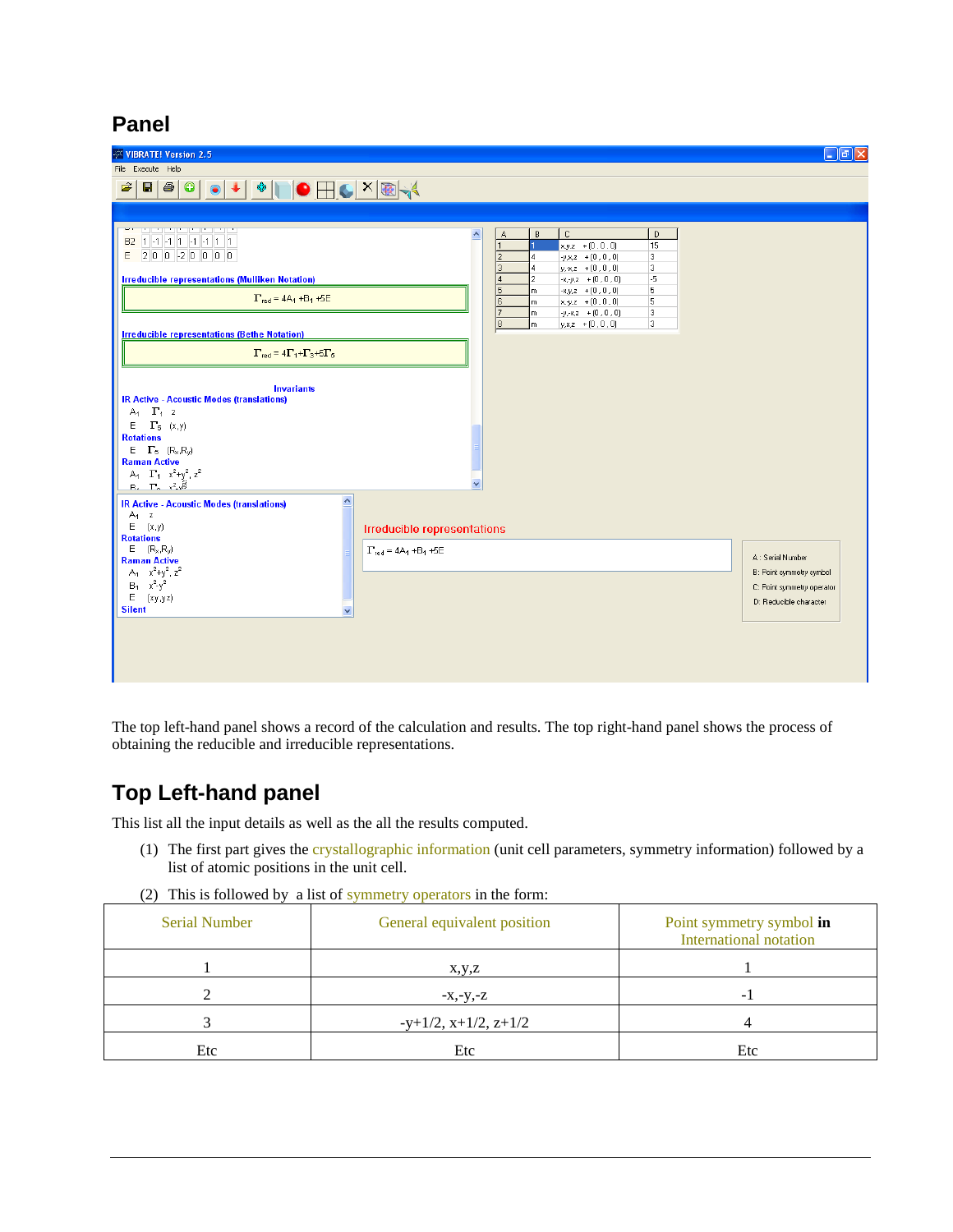## Panel

The top left-hand panel shows a record of the calculation and results. The top right-hand panel shows the process of obtaining the reducible and irreducible representations.

## Top Left-hand panel

This list all the input details as well as the all the results computed.

(1) The first part gives the crystallographic information (unit cell parameters, symmetry information) followed by a list of atomic positions in the unit cell.

(2) This is followed by a list of symmetry operators in the form:

| Serial Number | General equivalent position | Point symmetry symbol **in** International notation |
|---|---|---|
| 1 | x,y,z | 1 |
| 2 | -x,-y,-z | -1 |
| 3 | -y+1/2, x+1/2, z+1/2 | 4 |
| Etc | Etc | Etc |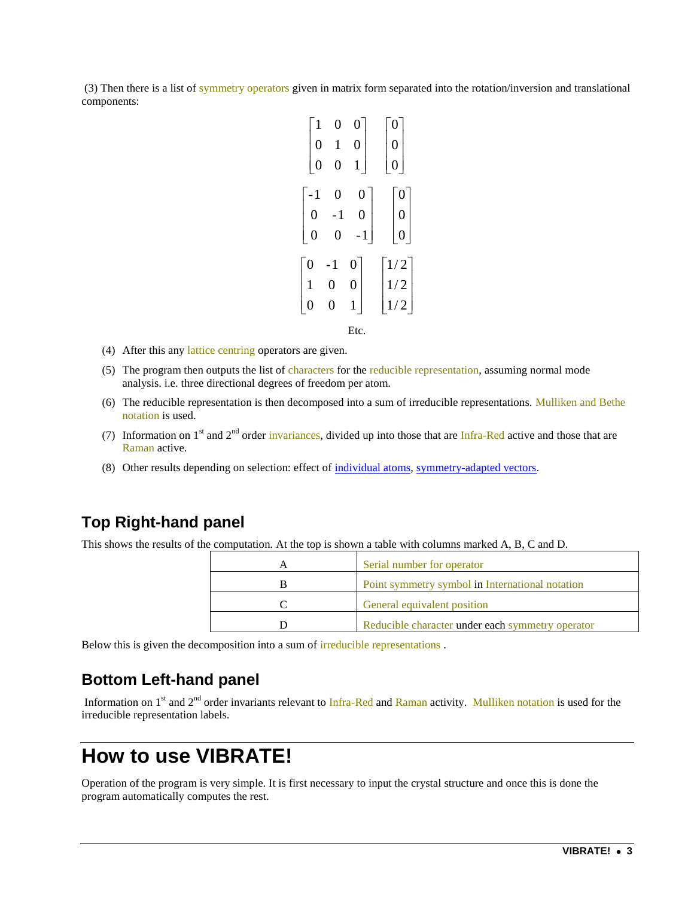(3) Then there is a list of symmetry operators given in matrix form separated into the rotation/inversion and translational components:

$$\begin{bmatrix} 1 & 0 & 0 \\ 0 & 1 & 0 \\ 0 & 0 & 1 \end{bmatrix} \quad \begin{bmatrix} 0 \\ 0 \\ 0 \end{bmatrix}$$

$$\begin{bmatrix} -1 & 0 & 0 \\ 0 & -1 & 0 \\ 0 & 0 & -1 \end{bmatrix} \quad \begin{bmatrix} 0 \\ 0 \\ 0 \end{bmatrix}$$

$$\begin{bmatrix} 0 & -1 & 0 \\ 1 & 0 & 0 \\ 0 & 0 & 1 \end{bmatrix} \quad \begin{bmatrix} 1/2 \\ 1/2 \\ 1/2 \end{bmatrix}$$

Etc.

(4) After this any lattice centring operators are given.

(5) The program then outputs the list of characters for the reducible representation, assuming normal mode analysis. i.e. three directional degrees of freedom per atom.

(6) The reducible representation is then decomposed into a sum of irreducible representations. Mulliken and Bethe notation is used.

(7) Information on 1st and 2nd order invariances, divided up into those that are Infra-Red active and those that are Raman active.

(8) Other results depending on selection: effect of individual atoms, symmetry-adapted vectors.

## Top Right-hand panel

This shows the results of the computation. At the top is shown a table with columns marked A, B, C and D.

| | |
|---|---|
| A | Serial number for operator |
| B | Point symmetry symbol in International notation |
| C | General equivalent position |
| D | Reducible character under each symmetry operator |

Below this is given the decomposition into a sum of irreducible representations .

## Bottom Left-hand panel

Information on 1st and 2nd order invariants relevant to Infra-Red and Raman activity. Mulliken notation is used for the irreducible representation labels.

# How to use VIBRATE!

Operation of the program is very simple. It is first necessary to input the crystal structure and once this is done the program automatically computes the rest.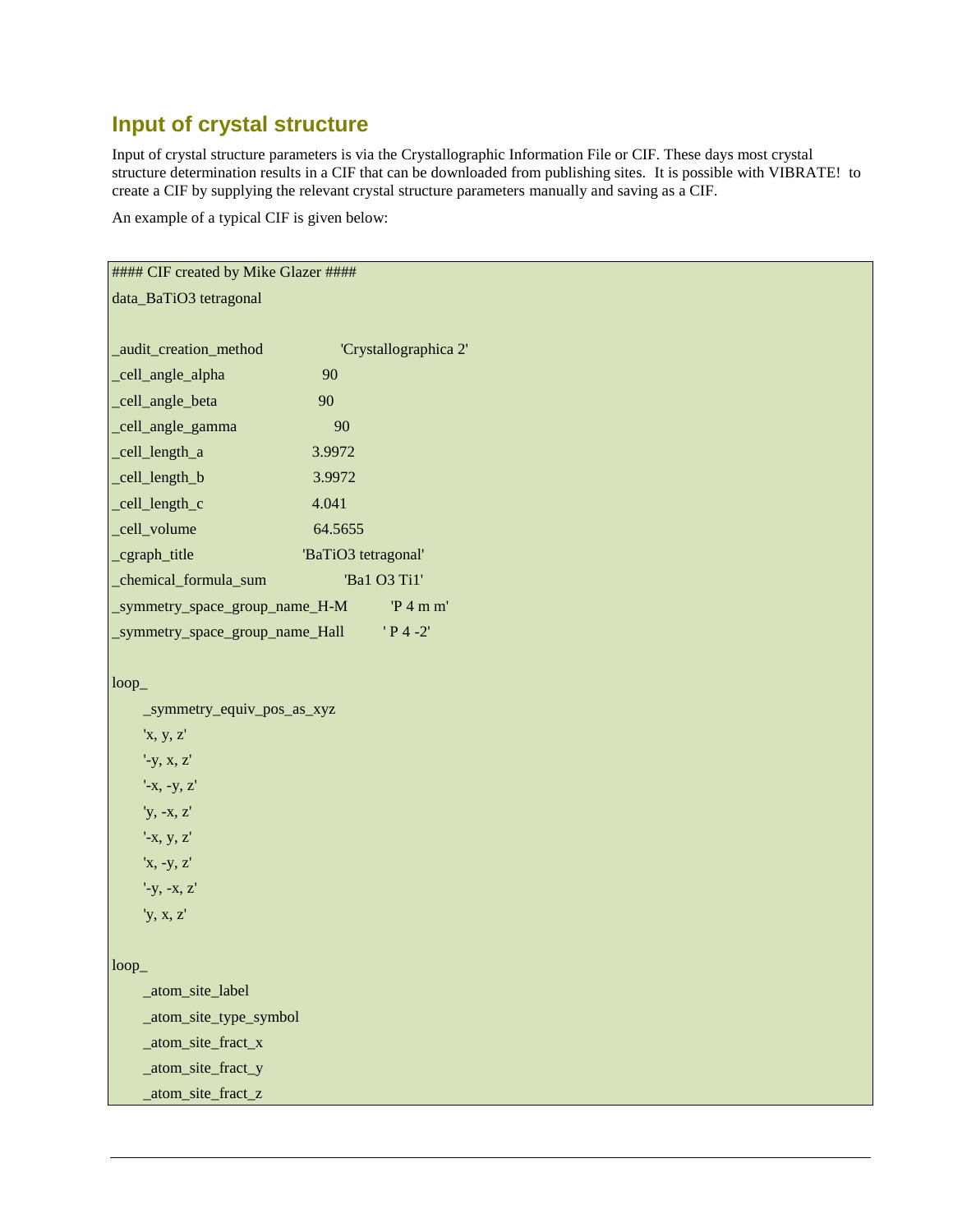## Input of crystal structure

Input of crystal structure parameters is via the Crystallographic Information File or CIF. These days most crystal structure determination results in a CIF that can be downloaded from publishing sites. It is possible with VIBRATE! to create a CIF by supplying the relevant crystal structure parameters manually and saving as a CIF.

An example of a typical CIF is given below:

```
#### CIF created by Mike Glazer ####
data_BaTiO3 tetragonal

_audit_creation_method              'Crystallographica 2'
_cell_angle_alpha              90
_cell_angle_beta              90
_cell_angle_gamma              90
_cell_length_a              3.9972
_cell_length_b              3.9972
_cell_length_c              4.041
_cell_volume              64.5655
_cgraph_title              'BaTiO3 tetragonal'
_chemical_formula_sum              'Ba1 O3 Ti1'
_symmetry_space_group_name_H-M              'P 4 m m'
_symmetry_space_group_name_Hall              ' P 4 -2'

loop_
    _symmetry_equiv_pos_as_xyz
    'x, y, z'
    '-y, x, z'
    '-x, -y, z'
    'y, -x, z'
    '-x, y, z'
    'x, -y, z'
    '-y, -x, z'
    'y, x, z'

loop_
    _atom_site_label
    _atom_site_type_symbol
    _atom_site_fract_x
    _atom_site_fract_y
    _atom_site_fract_z
```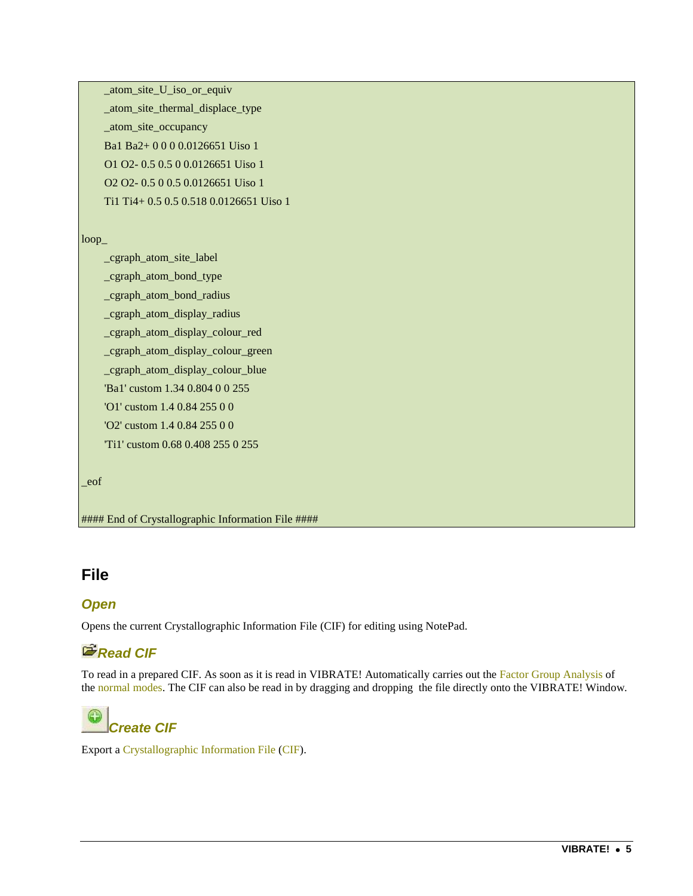```
    _atom_site_U_iso_or_equiv
    _atom_site_thermal_displace_type
    _atom_site_occupancy
    Ba1 Ba2+ 0 0 0 0.0126651 Uiso 1
    O1 O2- 0.5 0.5 0 0.0126651 Uiso 1
    O2 O2- 0.5 0 0.5 0.0126651 Uiso 1
    Ti1 Ti4+ 0.5 0.5 0.518 0.0126651 Uiso 1

loop_
    _cgraph_atom_site_label
    _cgraph_atom_bond_type
    _cgraph_atom_bond_radius
    _cgraph_atom_display_radius
    _cgraph_atom_display_colour_red
    _cgraph_atom_display_colour_green
    _cgraph_atom_display_colour_blue
    'Ba1' custom 1.34 0.804 0 0 255
    'O1' custom 1.4 0.84 255 0 0
    'O2' custom 1.4 0.84 255 0 0
    'Ti1' custom 0.68 0.408 255 0 255

_eof

#### End of Crystallographic Information File ####
```

## File

### *Open*

Opens the current Crystallographic Information File (CIF) for editing using NotePad.

### *Read CIF*

To read in a prepared CIF. As soon as it is read in VIBRATE! Automatically carries out the Factor Group Analysis of the normal modes. The CIF can also be read in by dragging and dropping the file directly onto the VIBRATE! Window.

### *Create CIF*

Export a Crystallographic Information File (CIF).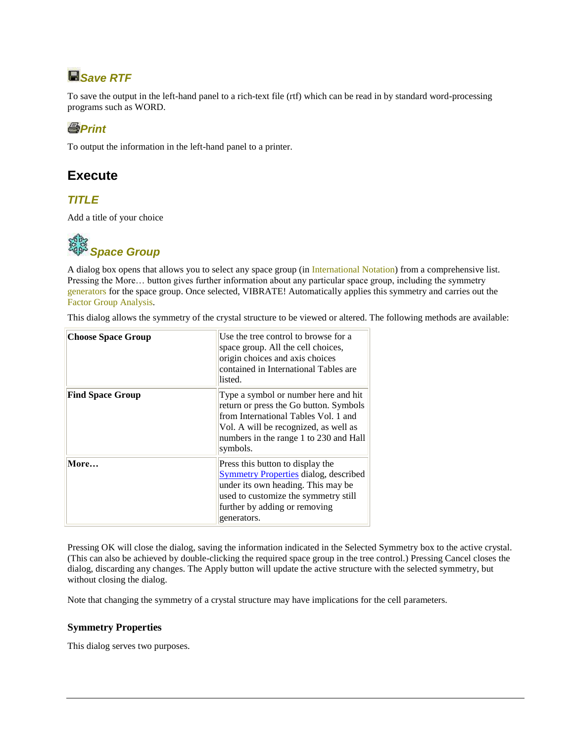### Save RTF

To save the output in the left-hand panel to a rich-text file (rtf) which can be read in by standard word-processing programs such as WORD.

### Print

To output the information in the left-hand panel to a printer.

## Execute

### TITLE

Add a title of your choice

### Space Group

A dialog box opens that allows you to select any space group (in International Notation) from a comprehensive list. Pressing the More… button gives further information about any particular space group, including the symmetry generators for the space group. Once selected, VIBRATE! Automatically applies this symmetry and carries out the Factor Group Analysis.

This dialog allows the symmetry of the crystal structure to be viewed or altered. The following methods are available:

| | |
|---|---|
| **Choose Space Group** | Use the tree control to browse for a space group. All the cell choices, origin choices and axis choices contained in International Tables are listed. |
| **Find Space Group** | Type a symbol or number here and hit return or press the Go button. Symbols from International Tables Vol. 1 and Vol. A will be recognized, as well as numbers in the range 1 to 230 and Hall symbols. |
| **More…** | Press this button to display the Symmetry Properties dialog, described under its own heading. This may be used to customize the symmetry still further by adding or removing generators. |

Pressing OK will close the dialog, saving the information indicated in the Selected Symmetry box to the active crystal. (This can also be achieved by double-clicking the required space group in the tree control.) Pressing Cancel closes the dialog, discarding any changes. The Apply button will update the active structure with the selected symmetry, but without closing the dialog.

Note that changing the symmetry of a crystal structure may have implications for the cell parameters.

#### Symmetry Properties

This dialog serves two purposes.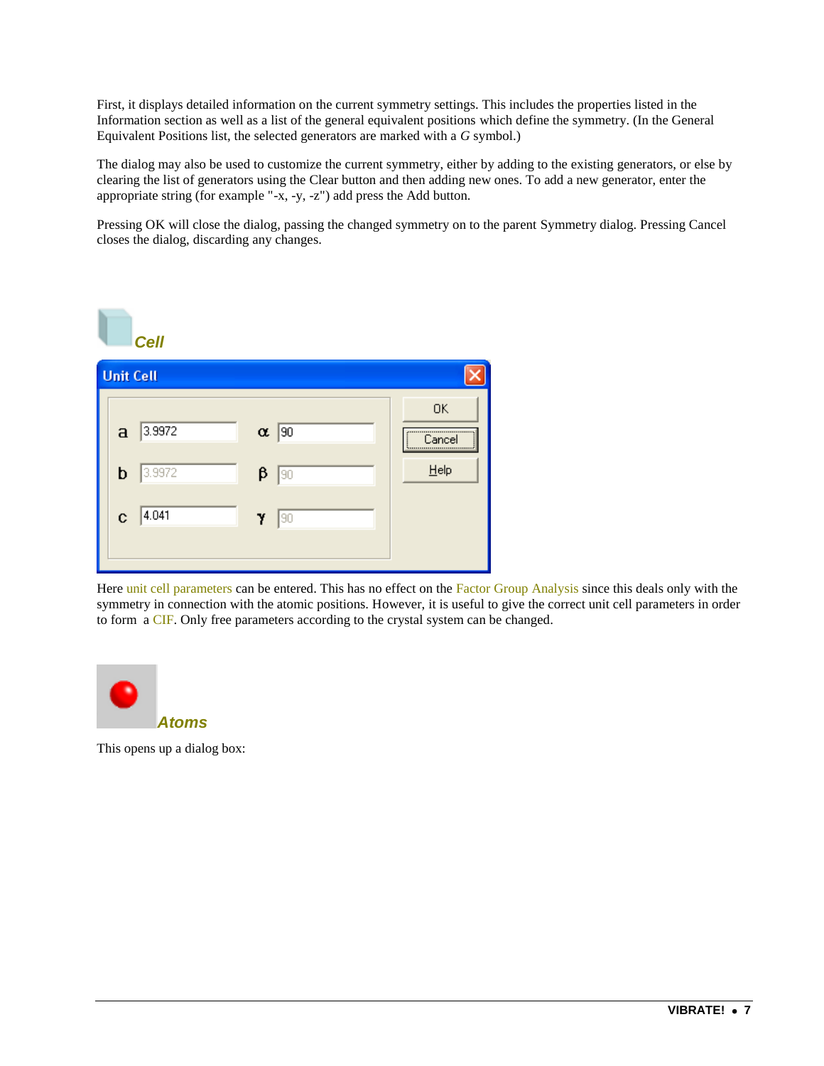First, it displays detailed information on the current symmetry settings. This includes the properties listed in the Information section as well as a list of the general equivalent positions which define the symmetry. (In the General Equivalent Positions list, the selected generators are marked with a *G* symbol.)

The dialog may also be used to customize the current symmetry, either by adding to the existing generators, or else by clearing the list of generators using the Clear button and then adding new ones. To add a new generator, enter the appropriate string (for example "-x, -y, -z") add press the Add button.

Pressing OK will close the dialog, passing the changed symmetry on to the parent Symmetry dialog. Pressing Cancel closes the dialog, discarding any changes.

## *Cell*

Here unit cell parameters can be entered. This has no effect on the Factor Group Analysis since this deals only with the symmetry in connection with the atomic positions. However, it is useful to give the correct unit cell parameters in order to form a CIF. Only free parameters according to the crystal system can be changed.

## *Atoms*

This opens up a dialog box: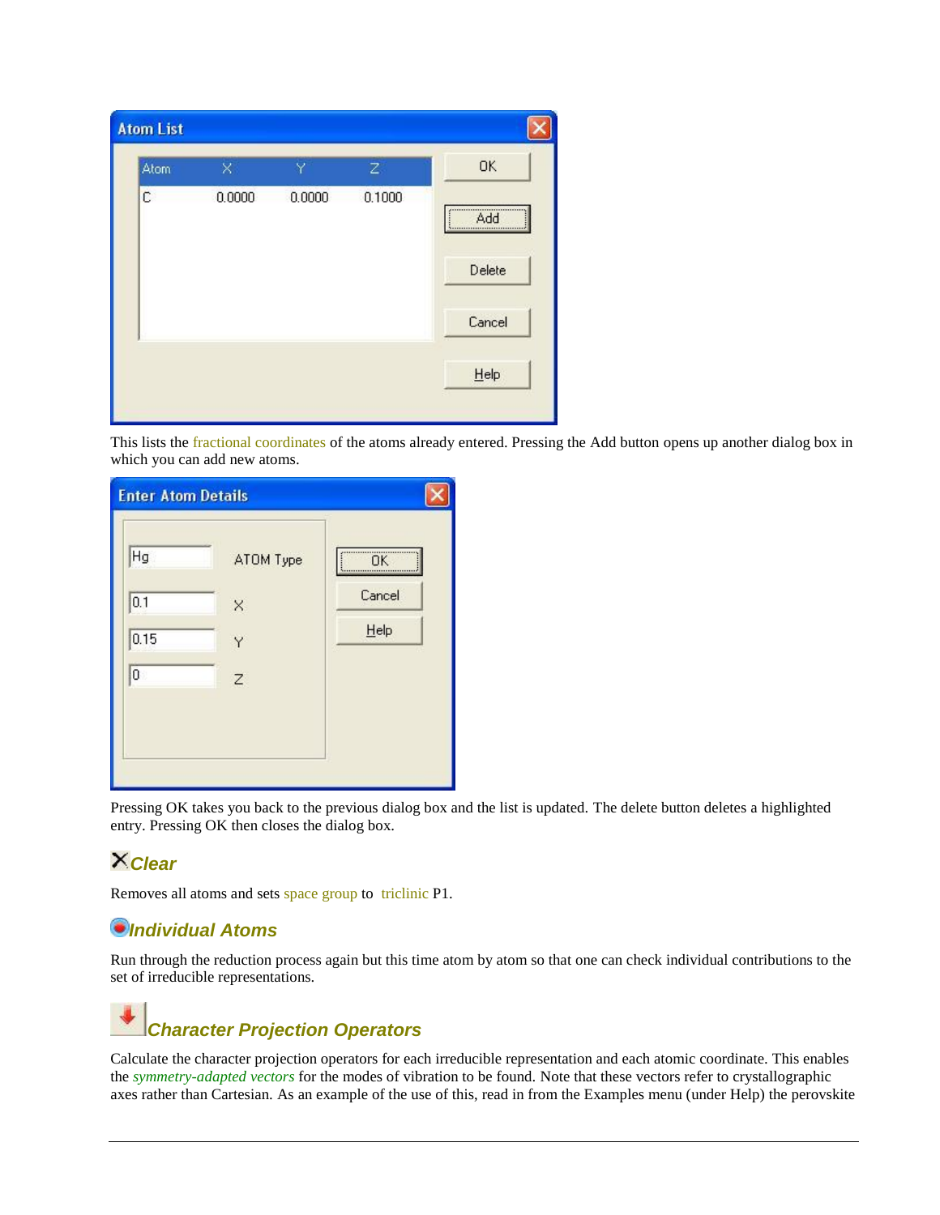This lists the fractional coordinates of the atoms already entered. Pressing the Add button opens up another dialog box in which you can add new atoms.

Pressing OK takes you back to the previous dialog box and the list is updated. The delete button deletes a highlighted entry. Pressing OK then closes the dialog box.

## Clear

Removes all atoms and sets space group to triclinic P1.

## Individual Atoms

Run through the reduction process again but this time atom by atom so that one can check individual contributions to the set of irreducible representations.

## Character Projection Operators

Calculate the character projection operators for each irreducible representation and each atomic coordinate. This enables the *symmetry-adapted vectors* for the modes of vibration to be found. Note that these vectors refer to crystallographic axes rather than Cartesian. As an example of the use of this, read in from the Examples menu (under Help) the perovskite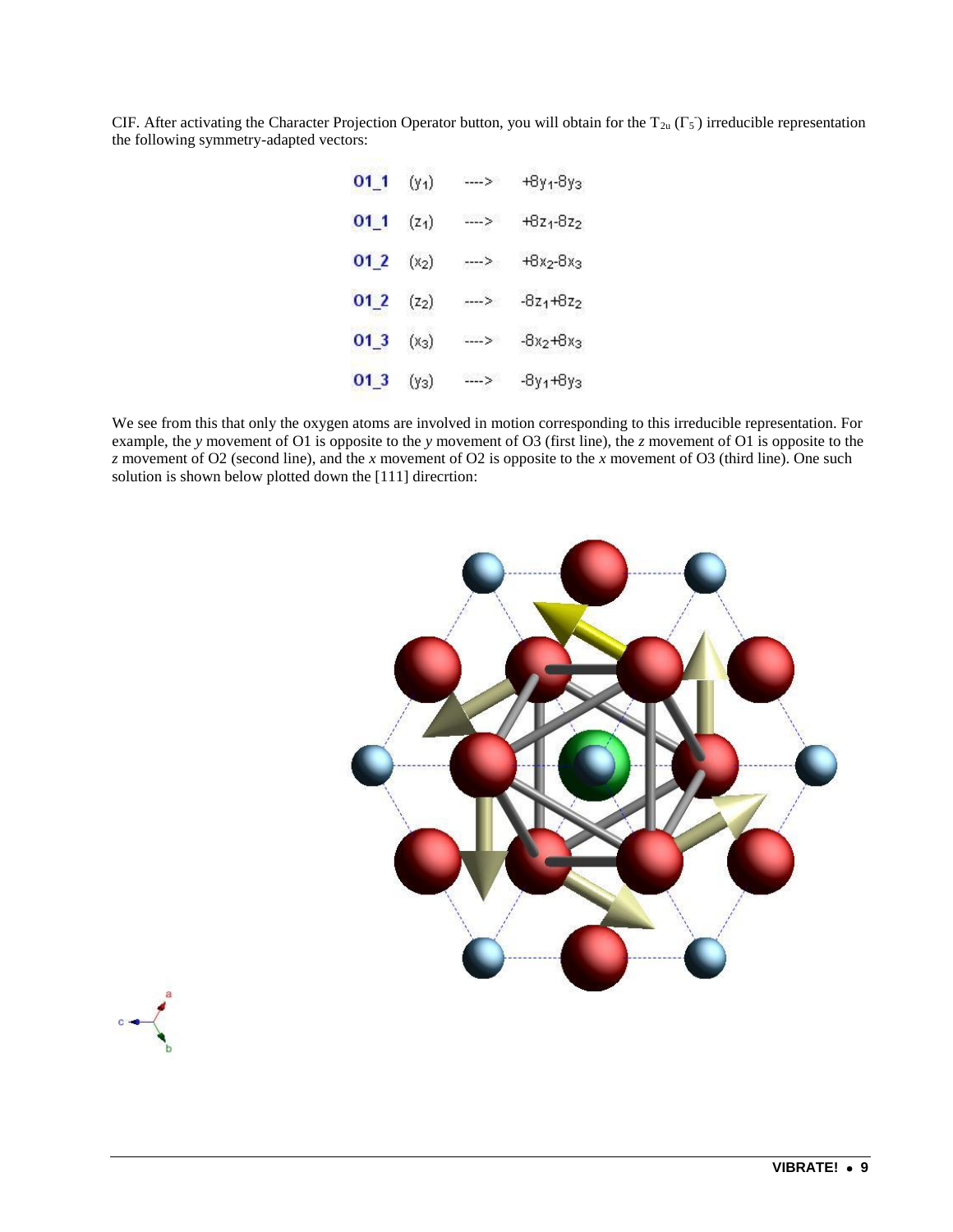CIF. After activating the Character Projection Operator button, you will obtain for the $T_{2u}$ ($\Gamma_5^-$) irreducible representation the following symmetry-adapted vectors:

| | | | |
|---|---|---|---|
| **01_1** | ($y_1$) | ----> | $+8y_1-8y_3$ |
| **01_1** | ($z_1$) | ----> | $+8z_1-8z_2$ |
| **01_2** | ($x_2$) | ----> | $+8x_2-8x_3$ |
| **01_2** | ($z_2$) | ----> | $-8z_1+8z_2$ |
| **01_3** | ($x_3$) | ----> | $-8x_2+8x_3$ |
| **01_3** | ($y_3$) | ----> | $-8y_1+8y_3$ |

We see from this that only the oxygen atoms are involved in motion corresponding to this irreducible representation. For example, the *y* movement of O1 is opposite to the *y* movement of O3 (first line), the *z* movement of O1 is opposite to the *z* movement of O2 (second line), and the *x* movement of O2 is opposite to the *x* movement of O3 (third line). One such solution is shown below plotted down the [111] direcrtion: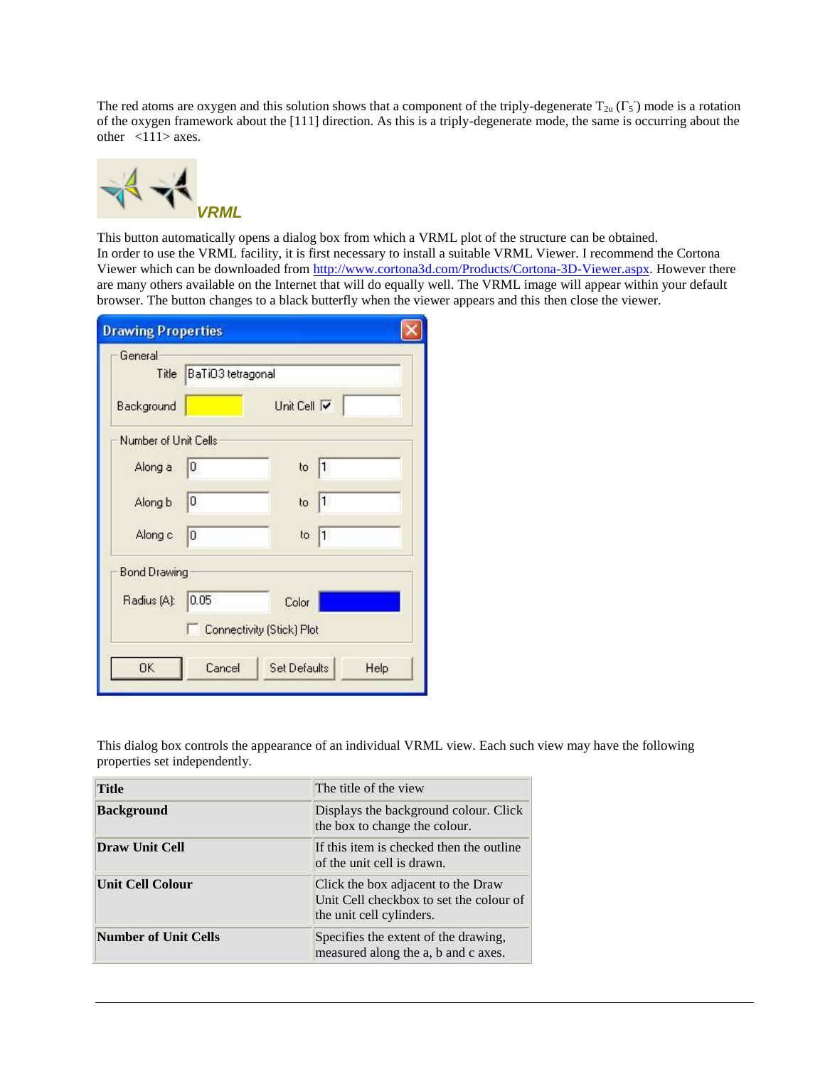The red atoms are oxygen and this solution shows that a component of the triply-degenerate $T_{2u}$ ($\Gamma_5^-$) mode is a rotation of the oxygen framework about the [111] direction. As this is a triply-degenerate mode, the same is occurring about the other <111> axes.

***VRML***

This button automatically opens a dialog box from which a VRML plot of the structure can be obtained.
In order to use the VRML facility, it is first necessary to install a suitable VRML Viewer. I recommend the Cortona Viewer which can be downloaded from http://www.cortona3d.com/Products/Cortona-3D-Viewer.aspx. However there are many others available on the Internet that will do equally well. The VRML image will appear within your default browser. The button changes to a black butterfly when the viewer appears and this then close the viewer.

This dialog box controls the appearance of an individual VRML view. Each such view may have the following properties set independently.

| | |
|---|---|
| **Title** | The title of the view |
| **Background** | Displays the background colour. Click the box to change the colour. |
| **Draw Unit Cell** | If this item is checked then the outline of the unit cell is drawn. |
| **Unit Cell Colour** | Click the box adjacent to the Draw Unit Cell checkbox to set the colour of the unit cell cylinders. |
| **Number of Unit Cells** | Specifies the extent of the drawing, measured along the a, b and c axes. |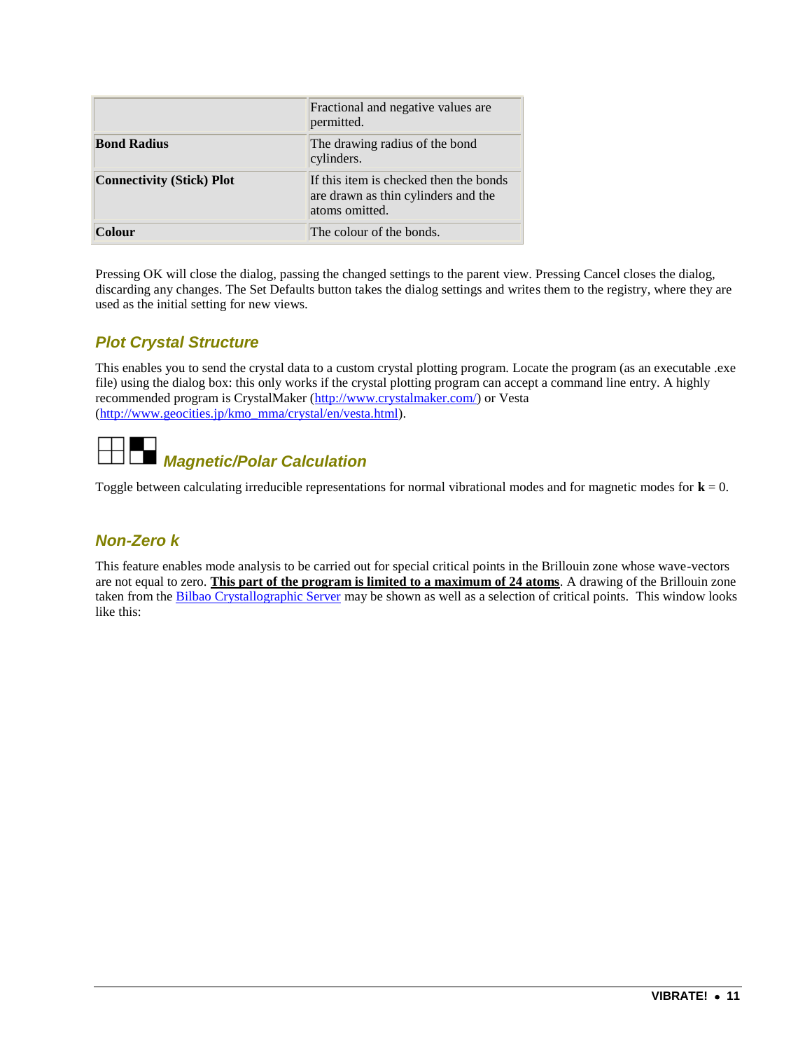| | |
|---|---|
| | Fractional and negative values are permitted. |
| **Bond Radius** | The drawing radius of the bond cylinders. |
| **Connectivity (Stick) Plot** | If this item is checked then the bonds are drawn as thin cylinders and the atoms omitted. |
| **Colour** | The colour of the bonds. |

Pressing OK will close the dialog, passing the changed settings to the parent view. Pressing Cancel closes the dialog, discarding any changes. The Set Defaults button takes the dialog settings and writes them to the registry, where they are used as the initial setting for new views.

## *Plot Crystal Structure*

This enables you to send the crystal data to a custom crystal plotting program. Locate the program (as an executable .exe file) using the dialog box: this only works if the crystal plotting program can accept a command line entry. A highly recommended program is CrystalMaker (http://www.crystalmaker.com/) or Vesta (http://www.geocities.jp/kmo_mma/crystal/en/vesta.html).

## *Magnetic/Polar Calculation*

Toggle between calculating irreducible representations for normal vibrational modes and for magnetic modes for **k** = 0.

## *Non-Zero k*

This feature enables mode analysis to be carried out for special critical points in the Brillouin zone whose wave-vectors are not equal to zero. **This part of the program is limited to a maximum of 24 atoms**. A drawing of the Brillouin zone taken from the Bilbao Crystallographic Server may be shown as well as a selection of critical points. This window looks like this: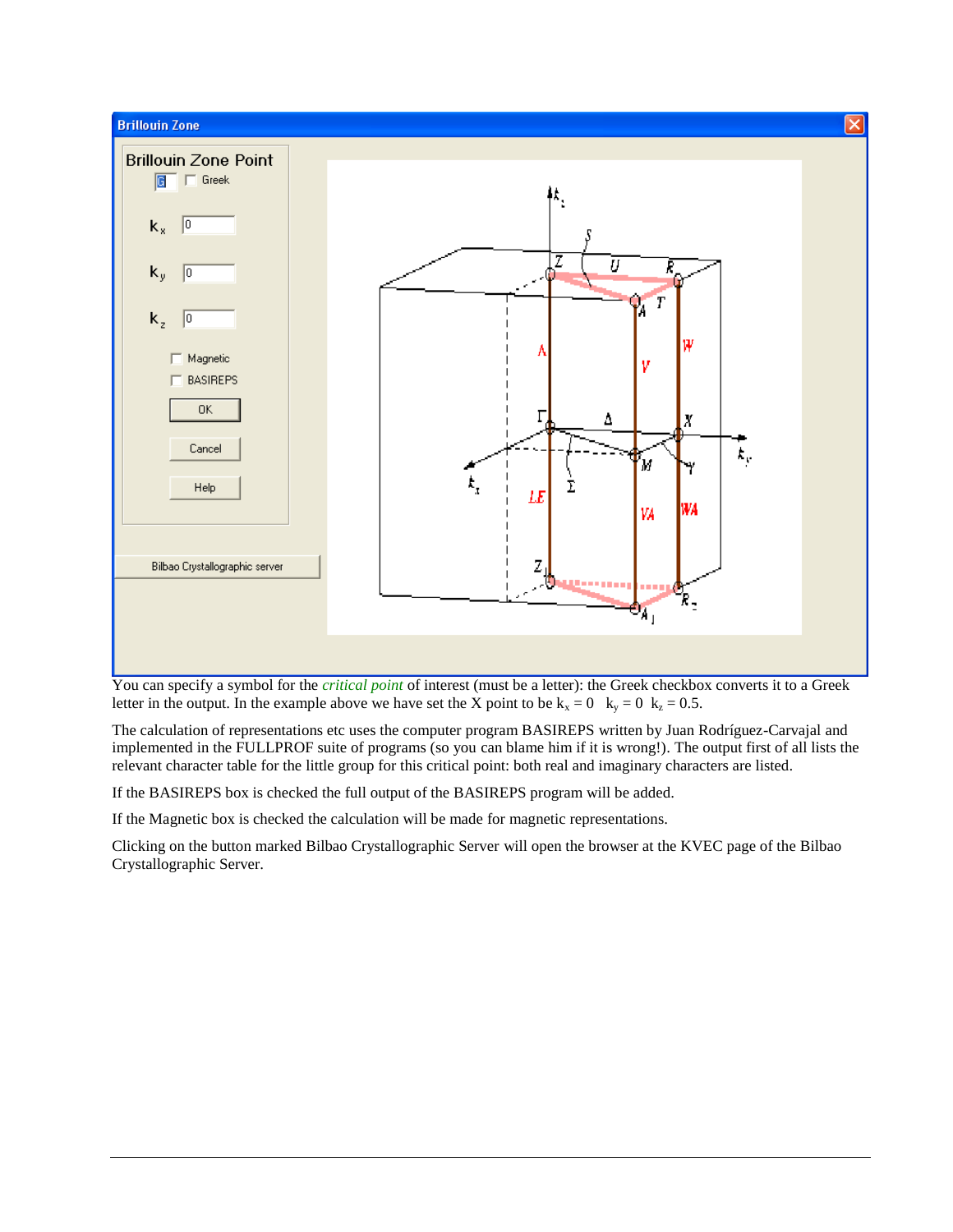You can specify a symbol for the *critical point* of interest (must be a letter): the Greek checkbox converts it to a Greek letter in the output. In the example above we have set the X point to be $k_x = 0$   $k_y = 0$   $k_z = 0.5$.

The calculation of representations etc uses the computer program BASIREPS written by Juan Rodríguez-Carvajal and implemented in the FULLPROF suite of programs (so you can blame him if it is wrong!). The output first of all lists the relevant character table for the little group for this critical point: both real and imaginary characters are listed.

If the BASIREPS box is checked the full output of the BASIREPS program will be added.

If the Magnetic box is checked the calculation will be made for magnetic representations.

Clicking on the button marked Bilbao Crystallographic Server will open the browser at the KVEC page of the Bilbao Crystallographic Server.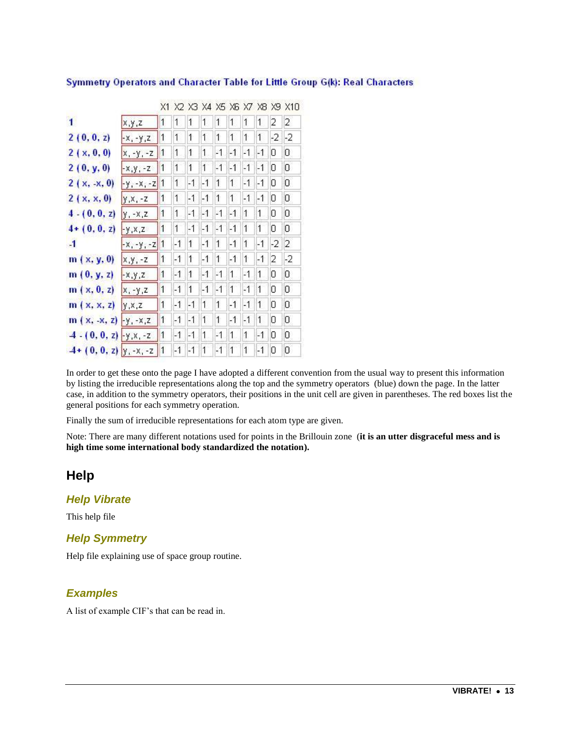**Symmetry Operators and Character Table for Little Group G(k): Real Characters**

| | | X1 | X2 | X3 | X4 | X5 | X6 | X7 | X8 | X9 | X10 |
|---|---|---|---|---|---|---|---|---|---|---|---|
| 1 | x,y,z | 1 | 1 | 1 | 1 | 1 | 1 | 1 | 1 | 2 | 2 |
| 2 ( 0, 0, z) | -x, -y,z | 1 | 1 | 1 | 1 | 1 | 1 | 1 | 1 | -2 | -2 |
| 2 ( x, 0, 0) | x, -y, -z | 1 | 1 | 1 | 1 | -1 | -1 | -1 | -1 | 0 | 0 |
| 2 ( 0, y, 0) | -x,y, -z | 1 | 1 | 1 | 1 | -1 | -1 | -1 | -1 | 0 | 0 |
| 2 ( x, -x, 0) | -y, -x, -z | 1 | 1 | -1 | -1 | 1 | 1 | -1 | -1 | 0 | 0 |
| 2 ( x, x, 0) | y,x, -z | 1 | 1 | -1 | -1 | 1 | 1 | -1 | -1 | 0 | 0 |
| 4 - ( 0, 0, z) | y, -x,z | 1 | 1 | -1 | -1 | -1 | -1 | 1 | 1 | 0 | 0 |
| 4+ ( 0, 0, z) | -y,x,z | 1 | 1 | -1 | -1 | -1 | -1 | 1 | 1 | 0 | 0 |
| -1 | -x, -y, -z | 1 | -1 | 1 | -1 | 1 | -1 | 1 | -1 | -2 | 2 |
| m ( x, y, 0) | x,y, -z | 1 | -1 | 1 | -1 | 1 | -1 | 1 | -1 | 2 | -2 |
| m ( 0, y, z) | -x,y,z | 1 | -1 | 1 | -1 | -1 | 1 | -1 | 1 | 0 | 0 |
| m ( x, 0, z) | x, -y,z | 1 | -1 | 1 | -1 | -1 | 1 | -1 | 1 | 0 | 0 |
| m ( x, x, z) | y,x,z | 1 | -1 | -1 | 1 | 1 | -1 | -1 | 1 | 0 | 0 |
| m ( x, -x, z) | -y, -x,z | 1 | -1 | -1 | 1 | 1 | -1 | -1 | 1 | 0 | 0 |
| -4 - ( 0, 0, z) | -y,x, -z | 1 | -1 | -1 | 1 | -1 | 1 | 1 | -1 | 0 | 0 |
| -4+ ( 0, 0, z) | y, -x, -z | 1 | -1 | -1 | 1 | -1 | 1 | 1 | -1 | 0 | 0 |

In order to get these onto the page I have adopted a different convention from the usual way to present this information by listing the irreducible representations along the top and the symmetry operators (blue) down the page. In the latter case, in addition to the symmetry operators, their positions in the unit cell are given in parentheses. The red boxes list the general positions for each symmetry operation.

Finally the sum of irreducible representations for each atom type are given.

Note: There are many different notations used for points in the Brillouin zone (**it is an utter disgraceful mess and is high time some international body standardized the notation).**

## Help

### *Help Vibrate*

This help file

### *Help Symmetry*

Help file explaining use of space group routine.

### *Examples*

A list of example CIF's that can be read in.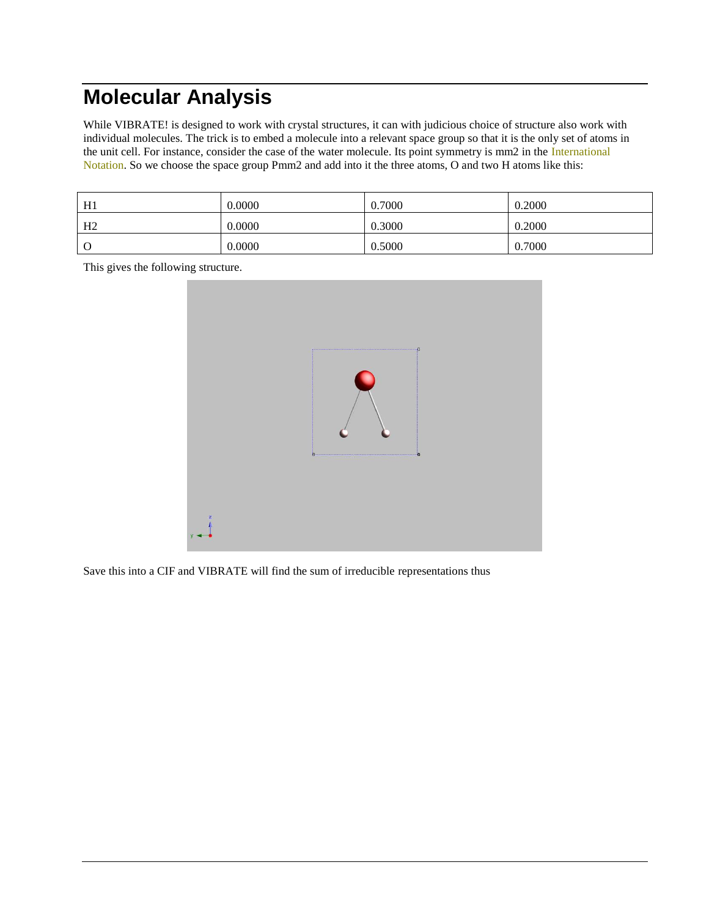# Molecular Analysis

While VIBRATE! is designed to work with crystal structures, it can with judicious choice of structure also work with individual molecules. The trick is to embed a molecule into a relevant space group so that it is the only set of atoms in the unit cell. For instance, consider the case of the water molecule. Its point symmetry is mm2 in the International Notation. So we choose the space group Pmm2 and add into it the three atoms, O and two H atoms like this:

| H1 | 0.0000 | 0.7000 | 0.2000 |
|---|---|---|---|
| H2 | 0.0000 | 0.3000 | 0.2000 |
| O | 0.0000 | 0.5000 | 0.7000 |

This gives the following structure.

Save this into a CIF and VIBRATE will find the sum of irreducible representations thus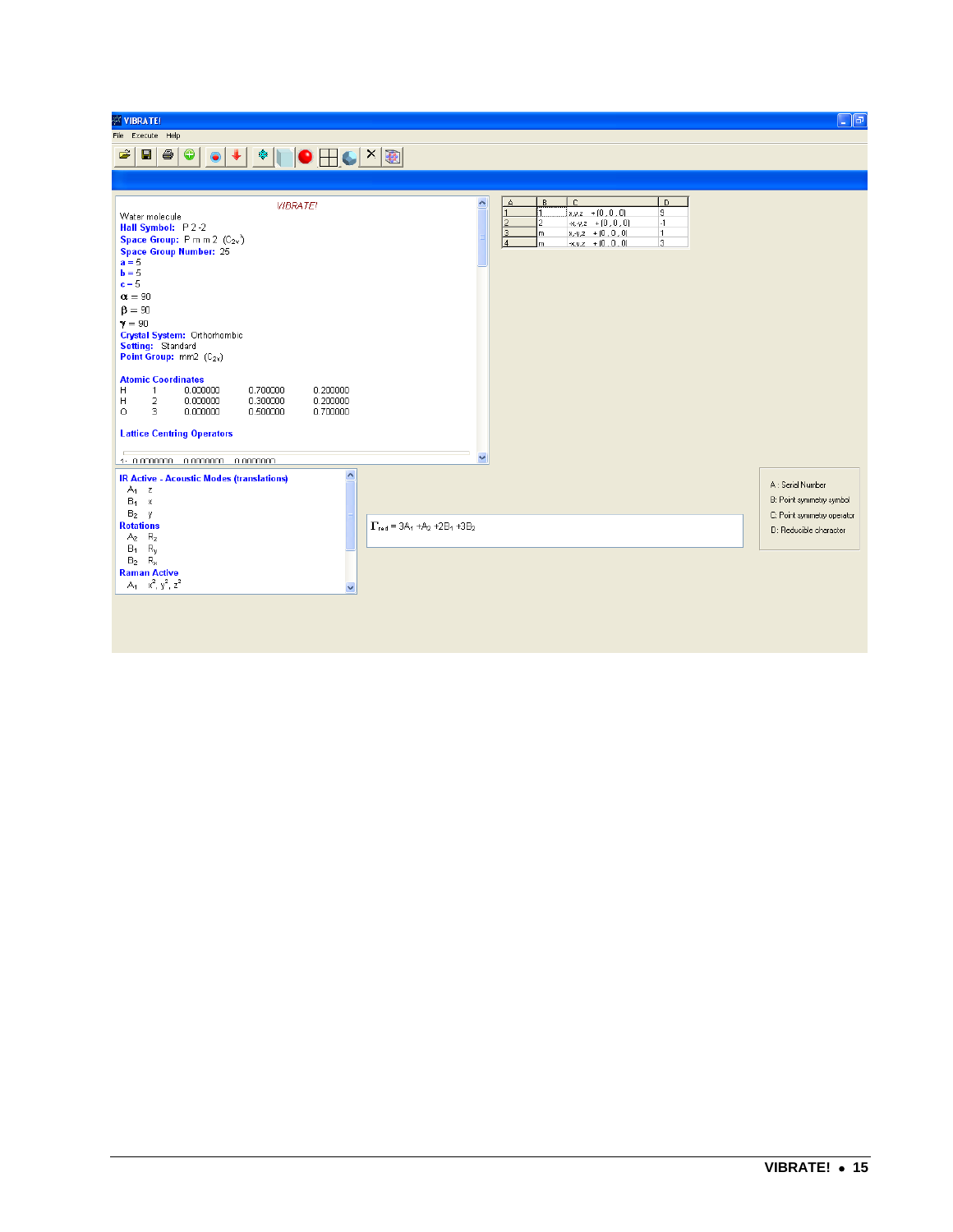VIBRATE!

File Execute Help

VIBRATE!

Water molecule

**Hall Symbol:** P 2 -2

**Space Group:** P m m 2 ($C_{2v}^{1}$)

**Space Group Number:** 25

**a** = 5

**b** = 5

**c** = 5

$\alpha$ = 90

$\beta$ = 90

$\gamma$ = 90

**Crystal System:** Orthorhombic

**Setting:** Standard

**Point Group:** mm2 ($C_{2v}$)

**Atomic Coordinates**

| | | | | |
|---|---|---|---|---|
| H | 1 | 0.000000 | 0.700000 | 0.200000 |
| H | 2 | 0.000000 | 0.300000 | 0.200000 |
| O | 3 | 0.000000 | 0.500000 | 0.700000 |

**Lattice Centring Operators**

1: 0.0000000 0.0000000 0.0000000

| A | B | C | D |
|---|---|---|---|
| 1 | 1 | x,y,z + (0 , 0 , 0) | 9 |
| 2 | 2 | -x,-y,z + (0 , 0 , 0) | -1 |
| 3 | m | x,-y,z + (0 , 0 , 0) | 1 |
| 4 | m | -x,y,z + (0 , 0 , 0) | 3 |

**IR Active - Acoustic Modes (translations)**

$A_1$ z

$B_1$ x

$B_2$ y

**Rotations**

$A_2$ $R_z$

$B_1$ $R_y$

$B_2$ $R_x$

**Raman Active**

$A_1$ $x^2$, $y^2$, $z^2$

$\Gamma_{red} = 3A_1 + A_2 + 2B_1 + 3B_2$

A : Serial Number

B: Point symmetry symbol

C: Point symmetry operator

D: Reducible character